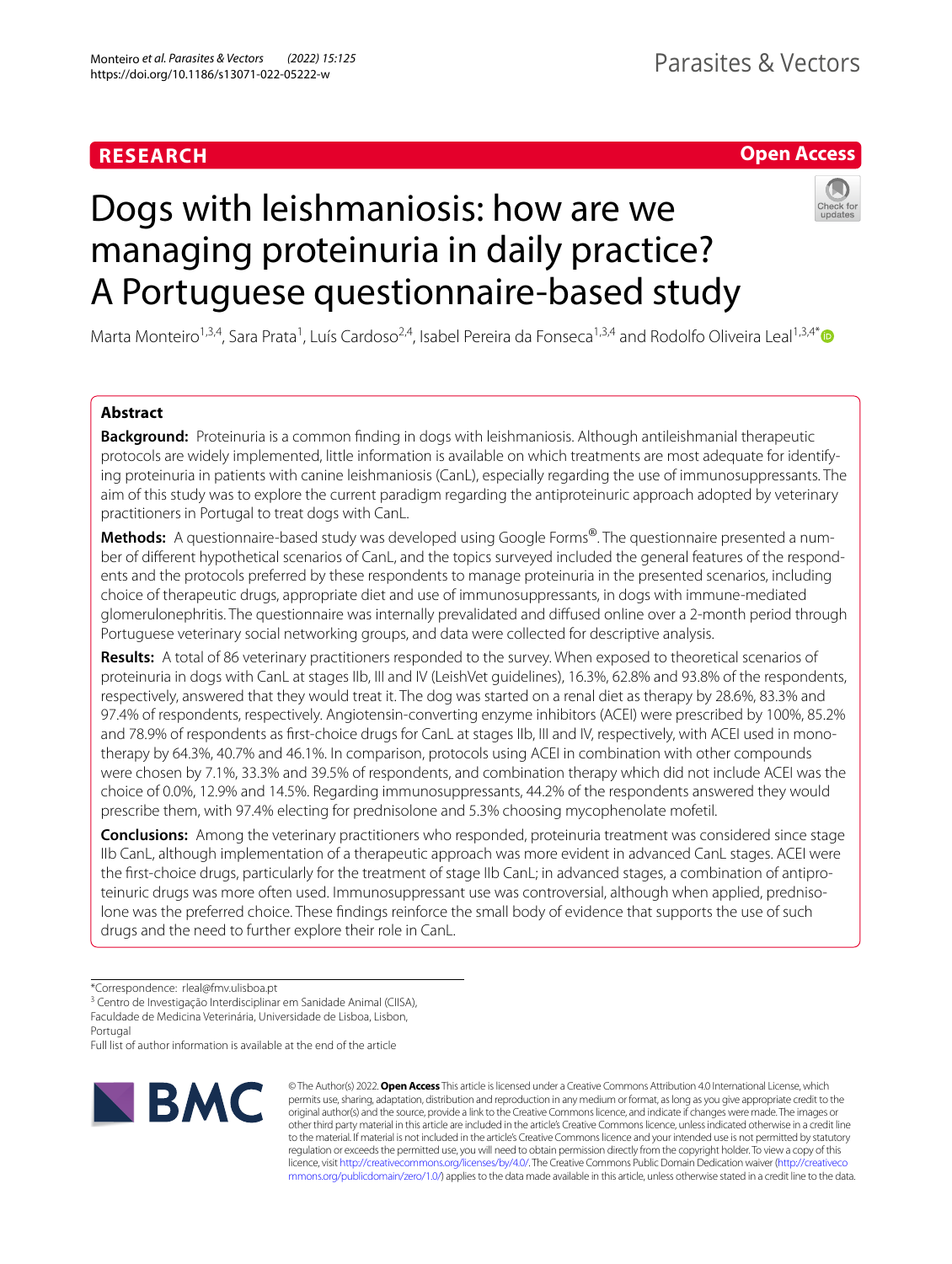RESEARCH

Open Access

# Dogs with leishmaniosis: how are we managing proteinuria in daily practice? A Portuguese questionnaire-based study

Marta Monteiro[1,3,4], Sara Prata[1], Luís Cardoso[2,4], Isabel Pereira da Fonseca[1,3,4] and Rodolfo Oliveira Leal[1,3,4*]

## Abstract

**Background:** Proteinuria is a common finding in dogs with leishmaniosis. Although antileishmanial therapeutic protocols are widely implemented, little information is available on which treatments are most adequate for identifying proteinuria in patients with canine leishmaniosis (CanL), especially regarding the use of immunosuppressants. The aim of this study was to explore the current paradigm regarding the antiproteinuric approach adopted by veterinary practitioners in Portugal to treat dogs with CanL.

**Methods:** A questionnaire-based study was developed using Google Forms®. The questionnaire presented a number of different hypothetical scenarios of CanL, and the topics surveyed included the general features of the respondents and the protocols preferred by these respondents to manage proteinuria in the presented scenarios, including choice of therapeutic drugs, appropriate diet and use of immunosuppressants, in dogs with immune-mediated glomerulonephritis. The questionnaire was internally prevalidated and diffused online over a 2-month period through Portuguese veterinary social networking groups, and data were collected for descriptive analysis.

**Results:** A total of 86 veterinary practitioners responded to the survey. When exposed to theoretical scenarios of proteinuria in dogs with CanL at stages IIb, III and IV (LeishVet guidelines), 16.3%, 62.8% and 93.8% of the respondents, respectively, answered that they would treat it. The dog was started on a renal diet as therapy by 28.6%, 83.3% and 97.4% of respondents, respectively. Angiotensin-converting enzyme inhibitors (ACEI) were prescribed by 100%, 85.2% and 78.9% of respondents as first-choice drugs for CanL at stages IIb, III and IV, respectively, with ACEI used in monotherapy by 64.3%, 40.7% and 46.1%. In comparison, protocols using ACEI in combination with other compounds were chosen by 7.1%, 33.3% and 39.5% of respondents, and combination therapy which did not include ACEI was the choice of 0.0%, 12.9% and 14.5%. Regarding immunosuppressants, 44.2% of the respondents answered they would prescribe them, with 97.4% electing for prednisolone and 5.3% choosing mycophenolate mofetil.

**Conclusions:** Among the veterinary practitioners who responded, proteinuria treatment was considered since stage IIb CanL, although implementation of a therapeutic approach was more evident in advanced CanL stages. ACEI were the first-choice drugs, particularly for the treatment of stage IIb CanL; in advanced stages, a combination of antiproteinuric drugs was more often used. Immunosuppressant use was controversial, although when applied, prednisolone was the preferred choice. These findings reinforce the small body of evidence that supports the use of such drugs and the need to further explore their role in CanL.

*Correspondence: rleal@fmv.ulisboa.pt

[3] Centro de Investigação Interdisciplinar em Sanidade Animal (CIISA), Faculdade de Medicina Veterinária, Universidade de Lisboa, Lisbon, Portugal

Full list of author information is available at the end of the article

© The Author(s) 2022. **Open Access** This article is licensed under a Creative Commons Attribution 4.0 International License, which permits use, sharing, adaptation, distribution and reproduction in any medium or format, as long as you give appropriate credit to the original author(s) and the source, provide a link to the Creative Commons licence, and indicate if changes were made. The images or other third party material in this article are included in the article's Creative Commons licence, unless indicated otherwise in a credit line to the material. If material is not included in the article's Creative Commons licence and your intended use is not permitted by statutory regulation or exceeds the permitted use, you will need to obtain permission directly from the copyright holder. To view a copy of this licence, visit http://creativecommons.org/licenses/by/4.0/. The Creative Commons Public Domain Dedication waiver (http://creativecommons.org/publicdomain/zero/1.0/) applies to the data made available in this article, unless otherwise stated in a credit line to the data.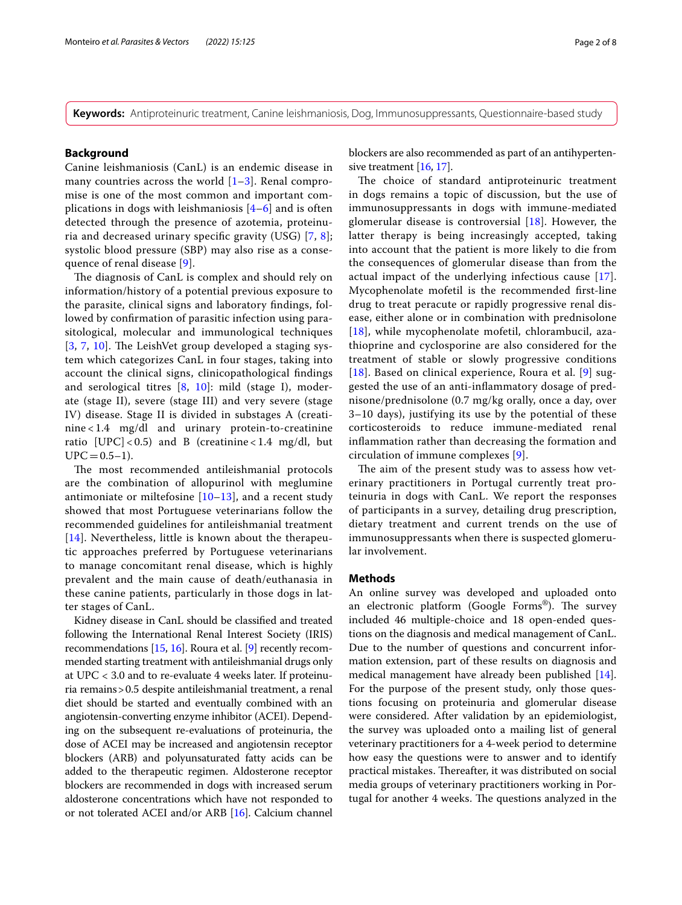**Keywords:** Antiproteinuric treatment, Canine leishmaniosis, Dog, Immunosuppressants, Questionnaire-based study

## Background

Canine leishmaniosis (CanL) is an endemic disease in many countries across the world [1–3]. Renal compromise is one of the most common and important complications in dogs with leishmaniosis [4–6] and is often detected through the presence of azotemia, proteinuria and decreased urinary specific gravity (USG) [7, 8]; systolic blood pressure (SBP) may also rise as a consequence of renal disease [9].

The diagnosis of CanL is complex and should rely on information/history of a potential previous exposure to the parasite, clinical signs and laboratory findings, followed by confirmation of parasitic infection using parasitological, molecular and immunological techniques [3, 7, 10]. The LeishVet group developed a staging system which categorizes CanL in four stages, taking into account the clinical signs, clinicopathological findings and serological titres [8, 10]: mild (stage I), moderate (stage II), severe (stage III) and very severe (stage IV) disease. Stage II is divided in substages A (creatinine < 1.4 mg/dl and urinary protein-to-creatinine ratio [UPC] < 0.5) and B (creatinine < 1.4 mg/dl, but UPC = 0.5–1).

The most recommended antileishmanial protocols are the combination of allopurinol with meglumine antimoniate or miltefosine [10–13], and a recent study showed that most Portuguese veterinarians follow the recommended guidelines for antileishmanial treatment [14]. Nevertheless, little is known about the therapeutic approaches preferred by Portuguese veterinarians to manage concomitant renal disease, which is highly prevalent and the main cause of death/euthanasia in these canine patients, particularly in those dogs in latter stages of CanL.

Kidney disease in CanL should be classified and treated following the International Renal Interest Society (IRIS) recommendations [15, 16]. Roura et al. [9] recently recommended starting treatment with antileishmanial drugs only at UPC < 3.0 and to re-evaluate 4 weeks later. If proteinuria remains > 0.5 despite antileishmanial treatment, a renal diet should be started and eventually combined with an angiotensin-converting enzyme inhibitor (ACEI). Depending on the subsequent re-evaluations of proteinuria, the dose of ACEI may be increased and angiotensin receptor blockers (ARB) and polyunsaturated fatty acids can be added to the therapeutic regimen. Aldosterone receptor blockers are recommended in dogs with increased serum aldosterone concentrations which have not responded to or not tolerated ACEI and/or ARB [16]. Calcium channel blockers are also recommended as part of an antihypertensive treatment [16, 17].

The choice of standard antiproteinuric treatment in dogs remains a topic of discussion, but the use of immunosuppressants in dogs with immune-mediated glomerular disease is controversial [18]. However, the latter therapy is being increasingly accepted, taking into account that the patient is more likely to die from the consequences of glomerular disease than from the actual impact of the underlying infectious cause [17]. Mycophenolate mofetil is the recommended first-line drug to treat peracute or rapidly progressive renal disease, either alone or in combination with prednisolone [18], while mycophenolate mofetil, chlorambucil, azathioprine and cyclosporine are also considered for the treatment of stable or slowly progressive conditions [18]. Based on clinical experience, Roura et al. [9] suggested the use of an anti-inflammatory dosage of prednisone/prednisolone (0.7 mg/kg orally, once a day, over 3–10 days), justifying its use by the potential of these corticosteroids to reduce immune-mediated renal inflammation rather than decreasing the formation and circulation of immune complexes [9].

The aim of the present study was to assess how veterinary practitioners in Portugal currently treat proteinuria in dogs with CanL. We report the responses of participants in a survey, detailing drug prescription, dietary treatment and current trends on the use of immunosuppressants when there is suspected glomerular involvement.

## Methods

An online survey was developed and uploaded onto an electronic platform (Google Forms®). The survey included 46 multiple-choice and 18 open-ended questions on the diagnosis and medical management of CanL. Due to the number of questions and concurrent information extension, part of these results on diagnosis and medical management have already been published [14]. For the purpose of the present study, only those questions focusing on proteinuria and glomerular disease were considered. After validation by an epidemiologist, the survey was uploaded onto a mailing list of general veterinary practitioners for a 4-week period to determine how easy the questions were to answer and to identify practical mistakes. Thereafter, it was distributed on social media groups of veterinary practitioners working in Portugal for another 4 weeks. The questions analyzed in the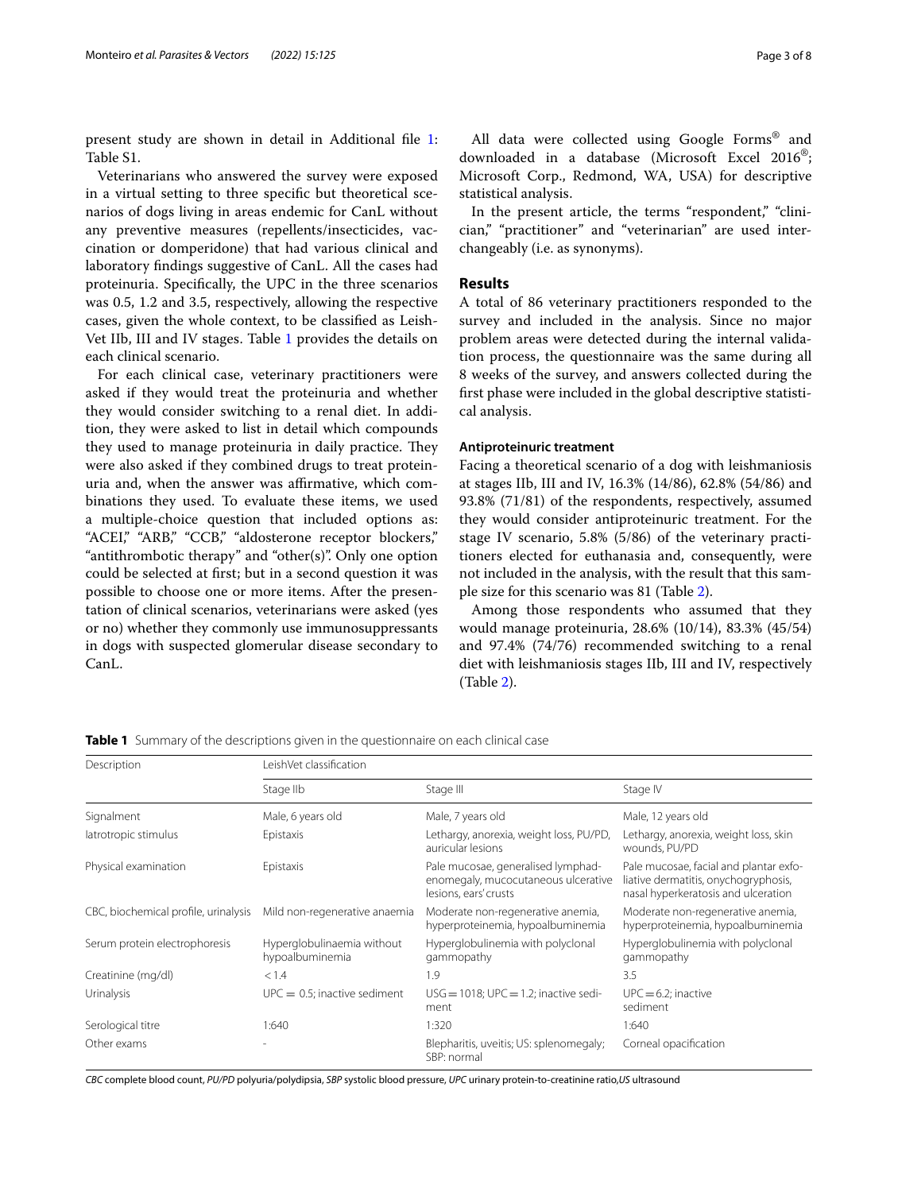present study are shown in detail in Additional file 1: Table S1.

Veterinarians who answered the survey were exposed in a virtual setting to three specific but theoretical scenarios of dogs living in areas endemic for CanL without any preventive measures (repellents/insecticides, vaccination or domperidone) that had various clinical and laboratory findings suggestive of CanL. All the cases had proteinuria. Specifically, the UPC in the three scenarios was 0.5, 1.2 and 3.5, respectively, allowing the respective cases, given the whole context, to be classified as LeishVet IIb, III and IV stages. Table 1 provides the details on each clinical scenario.

For each clinical case, veterinary practitioners were asked if they would treat the proteinuria and whether they would consider switching to a renal diet. In addition, they were asked to list in detail which compounds they used to manage proteinuria in daily practice. They were also asked if they combined drugs to treat proteinuria and, when the answer was affirmative, which combinations they used. To evaluate these items, we used a multiple-choice question that included options as: "ACEI," "ARB," "CCB," "aldosterone receptor blockers," "antithrombotic therapy" and "other(s)". Only one option could be selected at first; but in a second question it was possible to choose one or more items. After the presentation of clinical scenarios, veterinarians were asked (yes or no) whether they commonly use immunosuppressants in dogs with suspected glomerular disease secondary to CanL.

All data were collected using Google Forms® and downloaded in a database (Microsoft Excel 2016®; Microsoft Corp., Redmond, WA, USA) for descriptive statistical analysis.

In the present article, the terms "respondent," "clinician," "practitioner" and "veterinarian" are used interchangeably (i.e. as synonyms).

## Results

A total of 86 veterinary practitioners responded to the survey and included in the analysis. Since no major problem areas were detected during the internal validation process, the questionnaire was the same during all 8 weeks of the survey, and answers collected during the first phase were included in the global descriptive statistical analysis.

### Antiproteinuric treatment

Facing a theoretical scenario of a dog with leishmaniosis at stages IIb, III and IV, 16.3% (14/86), 62.8% (54/86) and 93.8% (71/81) of the respondents, respectively, assumed they would consider antiproteinuric treatment. For the stage IV scenario, 5.8% (5/86) of the veterinary practitioners elected for euthanasia and, consequently, were not included in the analysis, with the result that this sample size for this scenario was 81 (Table 2).

Among those respondents who assumed that they would manage proteinuria, 28.6% (10/14), 83.3% (45/54) and 97.4% (74/76) recommended switching to a renal diet with leishmaniosis stages IIb, III and IV, respectively (Table 2).

**Table 1** Summary of the descriptions given in the questionnaire on each clinical case

| Description | LeishVet classification | | |
|---|---|---|---|
| | Stage IIb | Stage III | Stage IV |
| Signalment | Male, 6 years old | Male, 7 years old | Male, 12 years old |
| Iatrotropic stimulus | Epistaxis | Lethargy, anorexia, weight loss, PU/PD, auricular lesions | Lethargy, anorexia, weight loss, skin wounds, PU/PD |
| Physical examination | Epistaxis | Pale mucosae, generalised lymphadenomegaly, mucocutaneous ulcerative lesions, ears' crusts | Pale mucosae, facial and plantar exfoliative dermatitis, onychogryphosis, nasal hyperkeratosis and ulceration |
| CBC, biochemical profile, urinalysis | Mild non-regenerative anaemia | Moderate non-regenerative anemia, hyperproteinemia, hypoalbuminemia | Moderate non-regenerative anemia, hyperproteinemia, hypoalbuminemia |
| Serum protein electrophoresis | Hyperglobulinaemia without hypoalbuminemia | Hyperglobulinemia with polyclonal gammopathy | Hyperglobulinemia with polyclonal gammopathy |
| Creatinine (mg/dl) | < 1.4 | 1.9 | 3.5 |
| Urinalysis | UPC = 0.5; inactive sediment | USG = 1018; UPC = 1.2; inactive sediment | UPC = 6.2; inactive sediment |
| Serological titre | 1:640 | 1:320 | 1:640 |
| Other exams | - | Blepharitis, uveitis; US: splenomegaly; SBP: normal | Corneal opacification |

*CBC* complete blood count, *PU/PD* polyuria/polydipsia, *SBP* systolic blood pressure, *UPC* urinary protein-to-creatinine ratio, *US* ultrasound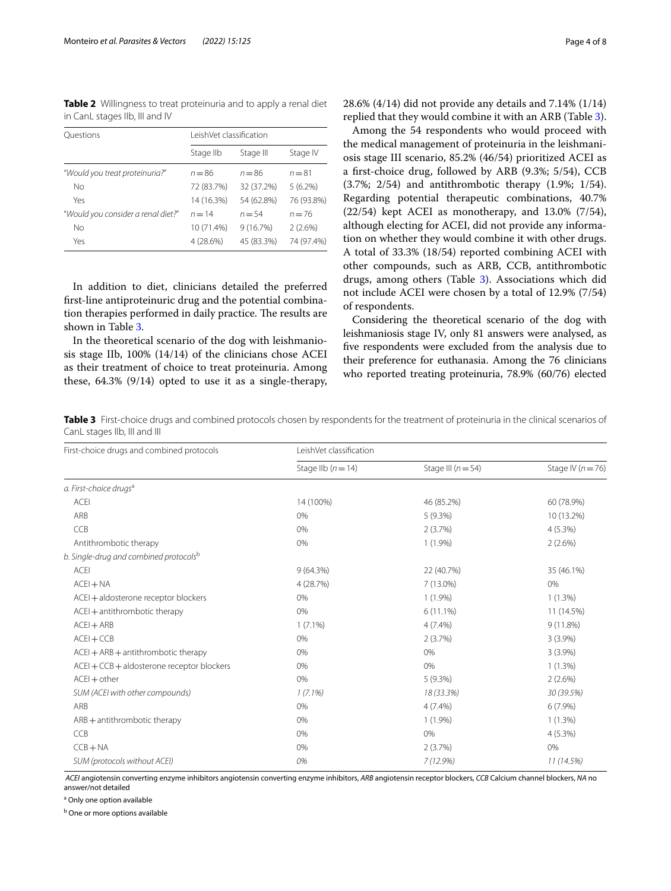**Table 2** Willingness to treat proteinuria and to apply a renal diet in CanL stages IIb, III and IV

| Questions | LeishVet classification | | |
|---|---|---|---|
| | Stage IIb | Stage III | Stage IV |
| *"Would you treat proteinuria?"* | $n = 86$ | $n = 86$ | $n = 81$ |
| No | 72 (83.7%) | 32 (37.2%) | 5 (6.2%) |
| Yes | 14 (16.3%) | 54 (62.8%) | 76 (93.8%) |
| *"Would you consider a renal diet?"* | $n = 14$ | $n = 54$ | $n = 76$ |
| No | 10 (71.4%) | 9 (16.7%) | 2 (2.6%) |
| Yes | 4 (28.6%) | 45 (83.3%) | 74 (97.4%) |

In addition to diet, clinicians detailed the preferred first-line antiproteinuric drug and the potential combination therapies performed in daily practice. The results are shown in Table 3.

In the theoretical scenario of the dog with leishmaniosis stage IIb, 100% (14/14) of the clinicians chose ACEI as their treatment of choice to treat proteinuria. Among these, 64.3% (9/14) opted to use it as a single-therapy, 28.6% (4/14) did not provide any details and 7.14% (1/14) replied that they would combine it with an ARB (Table 3).

Among the 54 respondents who would proceed with the medical management of proteinuria in the leishmaniosis stage III scenario, 85.2% (46/54) prioritized ACEI as a first-choice drug, followed by ARB (9.3%; 5/54), CCB (3.7%; 2/54) and antithrombotic therapy (1.9%; 1/54). Regarding potential therapeutic combinations, 40.7% (22/54) kept ACEI as monotherapy, and 13.0% (7/54), although electing for ACEI, did not provide any information on whether they would combine it with other drugs. A total of 33.3% (18/54) reported combining ACEI with other compounds, such as ARB, CCB, antithrombotic drugs, among others (Table 3). Associations which did not include ACEI were chosen by a total of 12.9% (7/54) of respondents.

Considering the theoretical scenario of the dog with leishmaniosis stage IV, only 81 answers were analysed, as five respondents were excluded from the analysis due to their preference for euthanasia. Among the 76 clinicians who reported treating proteinuria, 78.9% (60/76) elected

**Table 3** First-choice drugs and combined protocols chosen by respondents for the treatment of proteinuria in the clinical scenarios of CanL stages IIb, III and III

| First-choice drugs and combined protocols | LeishVet classification | | |
|---|---|---|---|
| | Stage IIb ($n = 14$) | Stage III ($n = 54$) | Stage IV ($n = 76$) |
| *a. First-choice drugs*[a] | | | |
| ACEI | 14 (100%) | 46 (85.2%) | 60 (78.9%) |
| ARB | 0% | 5 (9.3%) | 10 (13.2%) |
| CCB | 0% | 2 (3.7%) | 4 (5.3%) |
| Antithrombotic therapy | 0% | 1 (1.9%) | 2 (2.6%) |
| *b. Single-drug and combined protocols*[b] | | | |
| ACEI | 9 (64.3%) | 22 (40.7%) | 35 (46.1%) |
| ACEI + NA | 4 (28.7%) | 7 (13.0%) | 0% |
| ACEI + aldosterone receptor blockers | 0% | 1 (1.9%) | 1 (1.3%) |
| ACEI + antithrombotic therapy | 0% | 6 (11.1%) | 11 (14.5%) |
| ACEI + ARB | 1 (7.1%) | 4 (7.4%) | 9 (11.8%) |
| ACEI + CCB | 0% | 2 (3.7%) | 3 (3.9%) |
| ACEI + ARB + antithrombotic therapy | 0% | 0% | 3 (3.9%) |
| ACEI + CCB + aldosterone receptor blockers | 0% | 0% | 1 (1.3%) |
| ACEI + other | 0% | 5 (9.3%) | 2 (2.6%) |
| *SUM (ACEI with other compounds)* | *1 (7.1%)* | *18 (33.3%)* | *30 (39.5%)* |
| ARB | 0% | 4 (7.4%) | 6 (7.9%) |
| ARB + antithrombotic therapy | 0% | 1 (1.9%) | 1 (1.3%) |
| CCB | 0% | 0% | 4 (5.3%) |
| CCB + NA | 0% | 2 (3.7%) | 0% |
| *SUM (protocols without ACEI)* | *0%* | *7 (12.9%)* | *11 (14.5%)* |

*ACEI* angiotensin converting enzyme inhibitors angiotensin converting enzyme inhibitors, *ARB* angiotensin receptor blockers, *CCB* Calcium channel blockers, *NA* no answer/not detailed

[a] Only one option available

[b] One or more options available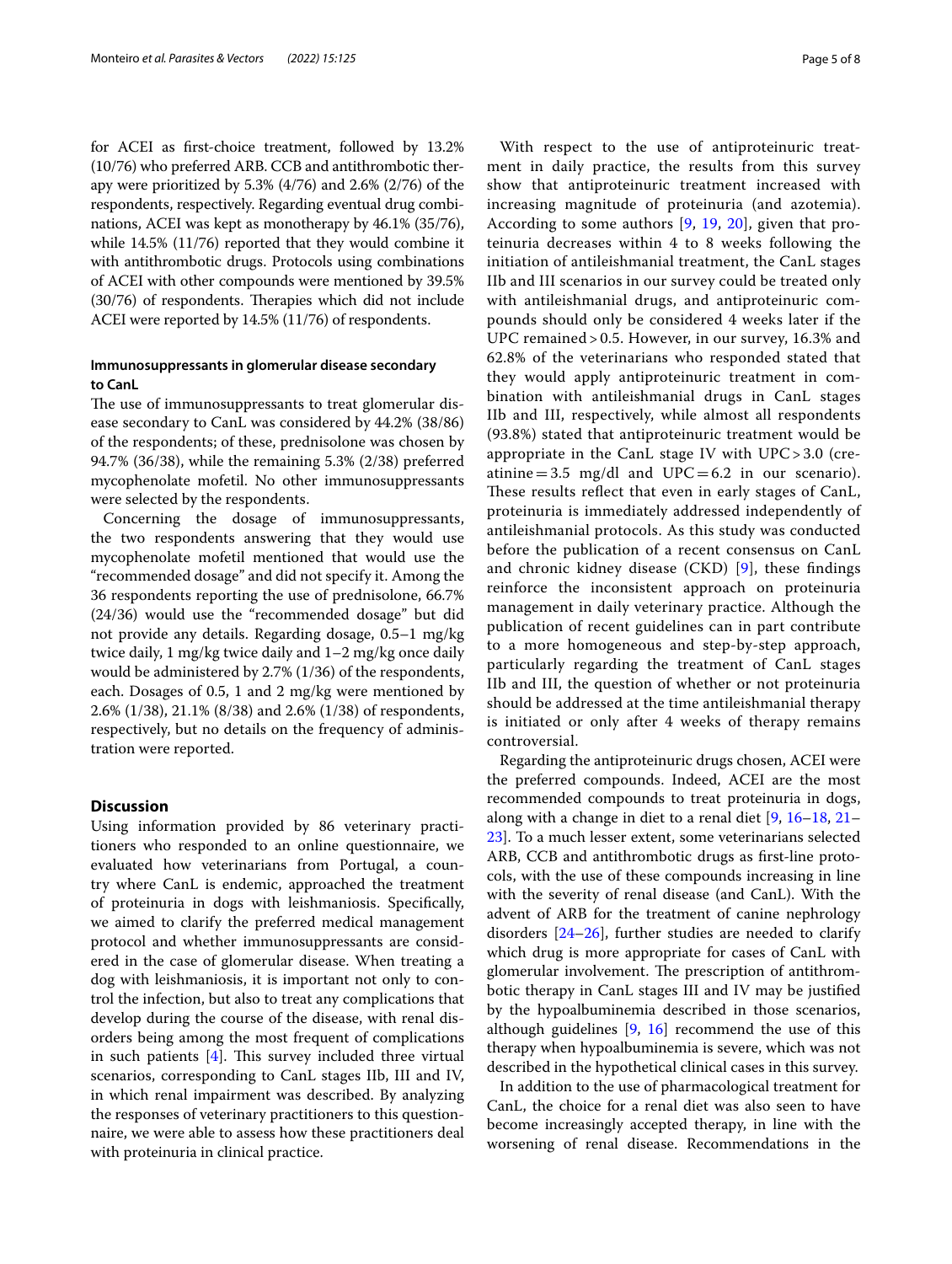for ACEI as first-choice treatment, followed by 13.2% (10/76) who preferred ARB. CCB and antithrombotic therapy were prioritized by 5.3% (4/76) and 2.6% (2/76) of the respondents, respectively. Regarding eventual drug combinations, ACEI was kept as monotherapy by 46.1% (35/76), while 14.5% (11/76) reported that they would combine it with antithrombotic drugs. Protocols using combinations of ACEI with other compounds were mentioned by 39.5% (30/76) of respondents. Therapies which did not include ACEI were reported by 14.5% (11/76) of respondents.

### Immunosuppressants in glomerular disease secondary to CanL

The use of immunosuppressants to treat glomerular disease secondary to CanL was considered by 44.2% (38/86) of the respondents; of these, prednisolone was chosen by 94.7% (36/38), while the remaining 5.3% (2/38) preferred mycophenolate mofetil. No other immunosuppressants were selected by the respondents.

Concerning the dosage of immunosuppressants, the two respondents answering that they would use mycophenolate mofetil mentioned that would use the "recommended dosage" and did not specify it. Among the 36 respondents reporting the use of prednisolone, 66.7% (24/36) would use the "recommended dosage" but did not provide any details. Regarding dosage, 0.5–1 mg/kg twice daily, 1 mg/kg twice daily and 1–2 mg/kg once daily would be administered by 2.7% (1/36) of the respondents, each. Dosages of 0.5, 1 and 2 mg/kg were mentioned by 2.6% (1/38), 21.1% (8/38) and 2.6% (1/38) of respondents, respectively, but no details on the frequency of administration were reported.

## Discussion

Using information provided by 86 veterinary practitioners who responded to an online questionnaire, we evaluated how veterinarians from Portugal, a country where CanL is endemic, approached the treatment of proteinuria in dogs with leishmaniosis. Specifically, we aimed to clarify the preferred medical management protocol and whether immunosuppressants are considered in the case of glomerular disease. When treating a dog with leishmaniosis, it is important not only to control the infection, but also to treat any complications that develop during the course of the disease, with renal disorders being among the most frequent of complications in such patients [4]. This survey included three virtual scenarios, corresponding to CanL stages IIb, III and IV, in which renal impairment was described. By analyzing the responses of veterinary practitioners to this questionnaire, we were able to assess how these practitioners deal with proteinuria in clinical practice.

With respect to the use of antiproteinuric treatment in daily practice, the results from this survey show that antiproteinuric treatment increased with increasing magnitude of proteinuria (and azotemia). According to some authors [9, 19, 20], given that proteinuria decreases within 4 to 8 weeks following the initiation of antileishmanial treatment, the CanL stages IIb and III scenarios in our survey could be treated only with antileishmanial drugs, and antiproteinuric compounds should only be considered 4 weeks later if the UPC remained > 0.5. However, in our survey, 16.3% and 62.8% of the veterinarians who responded stated that they would apply antiproteinuric treatment in combination with antileishmanial drugs in CanL stages IIb and III, respectively, while almost all respondents (93.8%) stated that antiproteinuric treatment would be appropriate in the CanL stage IV with UPC > 3.0 (creatinine = 3.5 mg/dl and UPC = 6.2 in our scenario). These results reflect that even in early stages of CanL, proteinuria is immediately addressed independently of antileishmanial protocols. As this study was conducted before the publication of a recent consensus on CanL and chronic kidney disease (CKD) [9], these findings reinforce the inconsistent approach on proteinuria management in daily veterinary practice. Although the publication of recent guidelines can in part contribute to a more homogeneous and step-by-step approach, particularly regarding the treatment of CanL stages IIb and III, the question of whether or not proteinuria should be addressed at the time antileishmanial therapy is initiated or only after 4 weeks of therapy remains controversial.

Regarding the antiproteinuric drugs chosen, ACEI were the preferred compounds. Indeed, ACEI are the most recommended compounds to treat proteinuria in dogs, along with a change in diet to a renal diet [9, 16–18, 21–23]. To a much lesser extent, some veterinarians selected ARB, CCB and antithrombotic drugs as first-line protocols, with the use of these compounds increasing in line with the severity of renal disease (and CanL). With the advent of ARB for the treatment of canine nephrology disorders [24–26], further studies are needed to clarify which drug is more appropriate for cases of CanL with glomerular involvement. The prescription of antithrombotic therapy in CanL stages III and IV may be justified by the hypoalbuminemia described in those scenarios, although guidelines [9, 16] recommend the use of this therapy when hypoalbuminemia is severe, which was not described in the hypothetical clinical cases in this survey.

In addition to the use of pharmacological treatment for CanL, the choice for a renal diet was also seen to have become increasingly accepted therapy, in line with the worsening of renal disease. Recommendations in the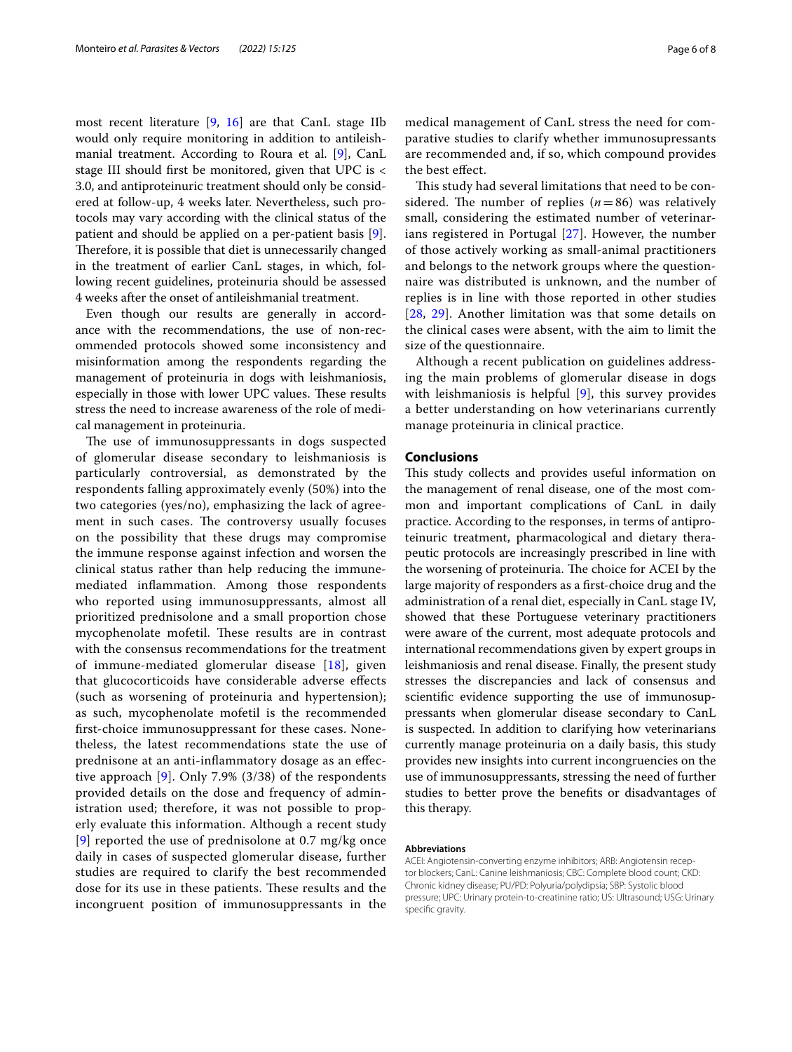most recent literature [9, 16] are that CanL stage IIb would only require monitoring in addition to antileishmanial treatment. According to Roura et al. [9], CanL stage III should first be monitored, given that UPC is < 3.0, and antiproteinuric treatment should only be considered at follow-up, 4 weeks later. Nevertheless, such protocols may vary according with the clinical status of the patient and should be applied on a per-patient basis [9]. Therefore, it is possible that diet is unnecessarily changed in the treatment of earlier CanL stages, in which, following recent guidelines, proteinuria should be assessed 4 weeks after the onset of antileishmanial treatment.

Even though our results are generally in accordance with the recommendations, the use of non-recommended protocols showed some inconsistency and misinformation among the respondents regarding the management of proteinuria in dogs with leishmaniosis, especially in those with lower UPC values. These results stress the need to increase awareness of the role of medical management in proteinuria.

The use of immunosuppressants in dogs suspected of glomerular disease secondary to leishmaniosis is particularly controversial, as demonstrated by the respondents falling approximately evenly (50%) into the two categories (yes/no), emphasizing the lack of agreement in such cases. The controversy usually focuses on the possibility that these drugs may compromise the immune response against infection and worsen the clinical status rather than help reducing the immune-mediated inflammation. Among those respondents who reported using immunosuppressants, almost all prioritized prednisolone and a small proportion chose mycophenolate mofetil. These results are in contrast with the consensus recommendations for the treatment of immune-mediated glomerular disease [18], given that glucocorticoids have considerable adverse effects (such as worsening of proteinuria and hypertension); as such, mycophenolate mofetil is the recommended first-choice immunosuppressant for these cases. Nonetheless, the latest recommendations state the use of prednisone at an anti-inflammatory dosage as an effective approach [9]. Only 7.9% (3/38) of the respondents provided details on the dose and frequency of administration used; therefore, it was not possible to properly evaluate this information. Although a recent study [9] reported the use of prednisolone at 0.7 mg/kg once daily in cases of suspected glomerular disease, further studies are required to clarify the best recommended dose for its use in these patients. These results and the incongruent position of immunosuppressants in the medical management of CanL stress the need for comparative studies to clarify whether immunosupressants are recommended and, if so, which compound provides the best effect.

This study had several limitations that need to be considered. The number of replies ($n = 86$) was relatively small, considering the estimated number of veterinarians registered in Portugal [27]. However, the number of those actively working as small-animal practitioners and belongs to the network groups where the questionnaire was distributed is unknown, and the number of replies is in line with those reported in other studies [28, 29]. Another limitation was that some details on the clinical cases were absent, with the aim to limit the size of the questionnaire.

Although a recent publication on guidelines addressing the main problems of glomerular disease in dogs with leishmaniosis is helpful [9], this survey provides a better understanding on how veterinarians currently manage proteinuria in clinical practice.

## Conclusions

This study collects and provides useful information on the management of renal disease, one of the most common and important complications of CanL in daily practice. According to the responses, in terms of antiproteinuric treatment, pharmacological and dietary therapeutic protocols are increasingly prescribed in line with the worsening of proteinuria. The choice for ACEI by the large majority of responders as a first-choice drug and the administration of a renal diet, especially in CanL stage IV, showed that these Portuguese veterinary practitioners were aware of the current, most adequate protocols and international recommendations given by expert groups in leishmaniosis and renal disease. Finally, the present study stresses the discrepancies and lack of consensus and scientific evidence supporting the use of immunosuppressants when glomerular disease secondary to CanL is suspected. In addition to clarifying how veterinarians currently manage proteinuria on a daily basis, this study provides new insights into current incongruencies on the use of immunosuppressants, stressing the need of further studies to better prove the benefits or disadvantages of this therapy.

#### Abbreviations

ACEI: Angiotensin-converting enzyme inhibitors; ARB: Angiotensin receptor blockers; CanL: Canine leishmaniosis; CBC: Complete blood count; CKD: Chronic kidney disease; PU/PD: Polyuria/polydipsia; SBP: Systolic blood pressure; UPC: Urinary protein-to-creatinine ratio; US: Ultrasound; USG: Urinary specific gravity.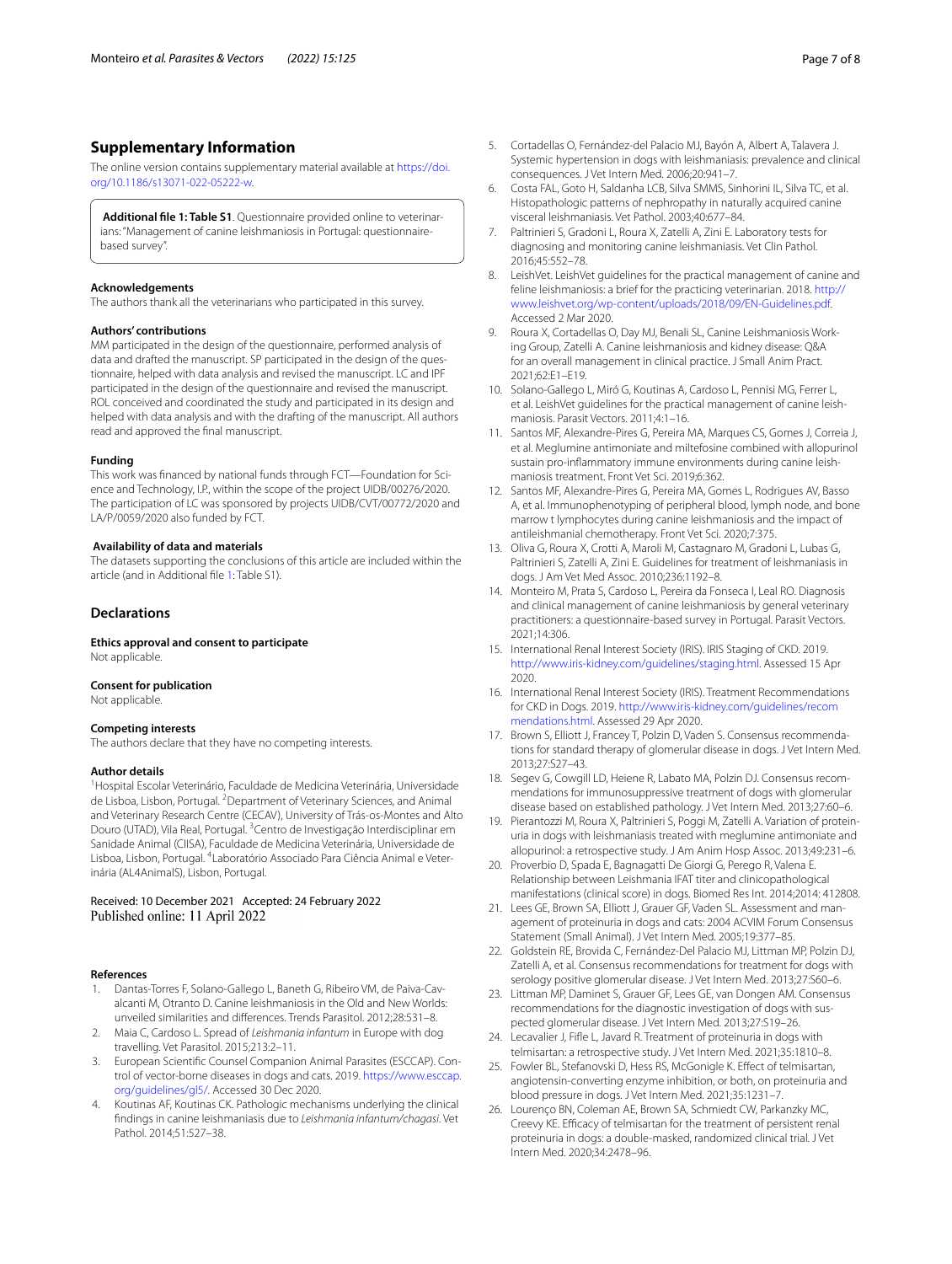## Supplementary Information

The online version contains supplementary material available at https://doi.org/10.1186/s13071-022-05222-w.

**Additional file 1: Table S1**. Questionnaire provided online to veterinarians: "Management of canine leishmaniosis in Portugal: questionnaire-based survey".

### Acknowledgements

The authors thank all the veterinarians who participated in this survey.

### Authors' contributions

MM participated in the design of the questionnaire, performed analysis of data and drafted the manuscript. SP participated in the design of the questionnaire, helped with data analysis and revised the manuscript. LC and IPF participated in the design of the questionnaire and revised the manuscript. ROL conceived and coordinated the study and participated in its design and helped with data analysis and with the drafting of the manuscript. All authors read and approved the final manuscript.

### Funding

This work was financed by national funds through FCT—Foundation for Science and Technology, I.P., within the scope of the project UIDB/00276/2020. The participation of LC was sponsored by projects UIDB/CVT/00772/2020 and LA/P/0059/2020 also funded by FCT.

### Availability of data and materials

The datasets supporting the conclusions of this article are included within the article (and in Additional file 1: Table S1).

## Declarations

### Ethics approval and consent to participate

Not applicable.

### Consent for publication

Not applicable.

### Competing interests

The authors declare that they have no competing interests.

### Author details

[1]Hospital Escolar Veterinário, Faculdade de Medicina Veterinária, Universidade de Lisboa, Lisbon, Portugal. [2]Department of Veterinary Sciences, and Animal and Veterinary Research Centre (CECAV), University of Trás-os-Montes and Alto Douro (UTAD), Vila Real, Portugal. [3]Centro de Investigação Interdisciplinar em Sanidade Animal (CIISA), Faculdade de Medicina Veterinária, Universidade de Lisboa, Lisbon, Portugal. [4]Laboratório Associado Para Ciência Animal e Veterinária (AL4AnimalS), Lisbon, Portugal.

Received: 10 December 2021 Accepted: 24 February 2022
Published online: 11 April 2022

### References

1. Dantas-Torres F, Solano-Gallego L, Baneth G, Ribeiro VM, de Paiva-Cavalcanti M, Otranto D. Canine leishmaniosis in the Old and New Worlds: unveiled similarities and differences. Trends Parasitol. 2012;28:531–8.
2. Maia C, Cardoso L. Spread of *Leishmania infantum* in Europe with dog travelling. Vet Parasitol. 2015;213:2–11.
3. European Scientific Counsel Companion Animal Parasites (ESCCAP). Control of vector-borne diseases in dogs and cats. 2019. https://www.esccap.org/guidelines/gl5/. Accessed 30 Dec 2020.
4. Koutinas AF, Koutinas CK. Pathologic mechanisms underlying the clinical findings in canine leishmaniasis due to *Leishmania infantum/chagasi*. Vet Pathol. 2014;51:527–38.
5. Cortadellas O, Fernández-del Palacio MJ, Bayón A, Albert A, Talavera J. Systemic hypertension in dogs with leishmaniasis: prevalence and clinical consequences. J Vet Intern Med. 2006;20:941–7.
6. Costa FAL, Goto H, Saldanha LCB, Silva SMMS, Sinhorini IL, Silva TC, et al. Histopathologic patterns of nephropathy in naturally acquired canine visceral leishmaniasis. Vet Pathol. 2003;40:677–84.
7. Paltrinieri S, Gradoni L, Roura X, Zatelli A, Zini E. Laboratory tests for diagnosing and monitoring canine leishmaniasis. Vet Clin Pathol. 2016;45:552–78.
8. LeishVet. LeishVet guidelines for the practical management of canine and feline leishmaniosis: a brief for the practicing veterinarian. 2018. http://www.leishvet.org/wp-content/uploads/2018/09/EN-Guidelines.pdf. Accessed 2 Mar 2020.
9. Roura X, Cortadellas O, Day MJ, Benali SL, Canine Leishmaniosis Working Group, Zatelli A. Canine leishmaniosis and kidney disease: Q&A for an overall management in clinical practice. J Small Anim Pract. 2021;62:E1–E19.
10. Solano-Gallego L, Miró G, Koutinas A, Cardoso L, Pennisi MG, Ferrer L, et al. LeishVet guidelines for the practical management of canine leishmaniosis. Parasit Vectors. 2011;4:1–16.
11. Santos MF, Alexandre-Pires G, Pereira MA, Marques CS, Gomes J, Correia J, et al. Meglumine antimoniate and miltefosine combined with allopurinol sustain pro-inflammatory immune environments during canine leishmaniosis treatment. Front Vet Sci. 2019;6:362.
12. Santos MF, Alexandre-Pires G, Pereira MA, Gomes L, Rodrigues AV, Basso A, et al. Immunophenotyping of peripheral blood, lymph node, and bone marrow t lymphocytes during canine leishmaniosis and the impact of antileishmanial chemotherapy. Front Vet Sci. 2020;7:375.
13. Oliva G, Roura X, Crotti A, Maroli M, Castagnaro M, Gradoni L, Lubas G, Paltrinieri S, Zatelli A, Zini E. Guidelines for treatment of leishmaniasis in dogs. J Am Vet Med Assoc. 2010;236:1192–8.
14. Monteiro M, Prata S, Cardoso L, Pereira da Fonseca I, Leal RO. Diagnosis and clinical management of canine leishmaniosis by general veterinary practitioners: a questionnaire-based survey in Portugal. Parasit Vectors. 2021;14:306.
15. International Renal Interest Society (IRIS). IRIS Staging of CKD. 2019. http://www.iris-kidney.com/guidelines/staging.html. Assessed 15 Apr 2020.
16. International Renal Interest Society (IRIS). Treatment Recommendations for CKD in Dogs. 2019. http://www.iris-kidney.com/guidelines/recommendations.html. Assessed 29 Apr 2020.
17. Brown S, Elliott J, Francey T, Polzin D, Vaden S. Consensus recommendations for standard therapy of glomerular disease in dogs. J Vet Intern Med. 2013;27:S27–43.
18. Segev G, Cowgill LD, Heiene R, Labato MA, Polzin DJ. Consensus recommendations for immunosuppressive treatment of dogs with glomerular disease based on established pathology. J Vet Intern Med. 2013;27:60–6.
19. Pierantozzi M, Roura X, Paltrinieri S, Poggi M, Zatelli A. Variation of proteinuria in dogs with leishmaniasis treated with meglumine antimoniate and allopurinol: a retrospective study. J Am Anim Hosp Assoc. 2013;49:231–6.
20. Proverbio D, Spada E, Bagnagatti De Giorgi G, Perego R, Valena E. Relationship between Leishmania IFAT titer and clinicopathological manifestations (clinical score) in dogs. Biomed Res Int. 2014;2014: 412808.
21. Lees GE, Brown SA, Elliott J, Grauer GF, Vaden SL. Assessment and management of proteinuria in dogs and cats: 2004 ACVIM Forum Consensus Statement (Small Animal). J Vet Intern Med. 2005;19:377–85.
22. Goldstein RE, Brovida C, Fernández-Del Palacio MJ, Littman MP, Polzin DJ, Zatelli A, et al. Consensus recommendations for treatment for dogs with serology positive glomerular disease. J Vet Intern Med. 2013;27:S60–6.
23. Littman MP, Daminet S, Grauer GF, Lees GE, van Dongen AM. Consensus recommendations for the diagnostic investigation of dogs with suspected glomerular disease. J Vet Intern Med. 2013;27:S19–26.
24. Lecavalier J, Fifle L, Javard R. Treatment of proteinuria in dogs with telmisartan: a retrospective study. J Vet Intern Med. 2021;35:1810–8.
25. Fowler BL, Stefanovski D, Hess RS, McGonigle K. Effect of telmisartan, angiotensin-converting enzyme inhibition, or both, on proteinuria and blood pressure in dogs. J Vet Intern Med. 2021;35:1231–7.
26. Lourenço BN, Coleman AE, Brown SA, Schmiedt CW, Parkanzky MC, Creevy KE. Efficacy of telmisartan for the treatment of persistent renal proteinuria in dogs: a double-masked, randomized clinical trial. J Vet Intern Med. 2020;34:2478–96.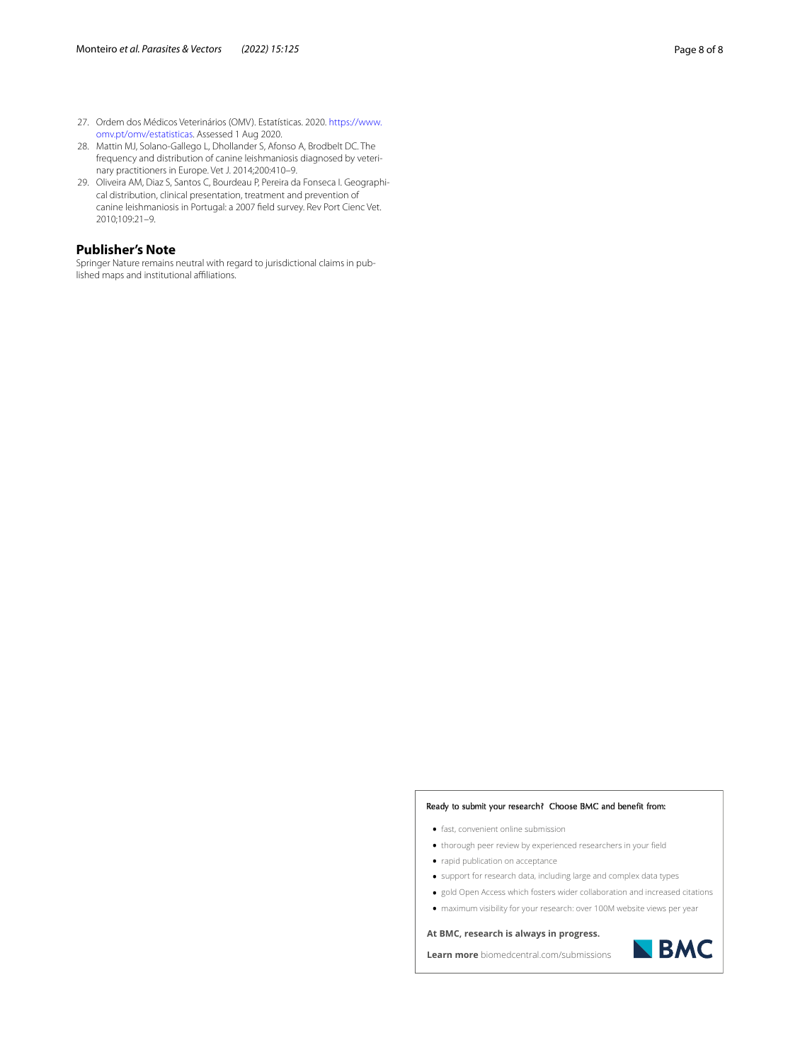27. Ordem dos Médicos Veterinários (OMV). Estatísticas. 2020. https://www.omv.pt/omv/estatisticas. Assessed 1 Aug 2020.
28. Mattin MJ, Solano-Gallego L, Dhollander S, Afonso A, Brodbelt DC. The frequency and distribution of canine leishmaniosis diagnosed by veterinary practitioners in Europe. Vet J. 2014;200:410–9.
29. Oliveira AM, Diaz S, Santos C, Bourdeau P, Pereira da Fonseca I. Geographical distribution, clinical presentation, treatment and prevention of canine leishmaniosis in Portugal: a 2007 field survey. Rev Port Cienc Vet. 2010;109:21–9.

## Publisher's Note

Springer Nature remains neutral with regard to jurisdictional claims in published maps and institutional affiliations.

Ready to submit your research? Choose BMC and benefit from:

- fast, convenient online submission
- thorough peer review by experienced researchers in your field
- rapid publication on acceptance
- support for research data, including large and complex data types
- gold Open Access which fosters wider collaboration and increased citations
- maximum visibility for your research: over 100M website views per year

**At BMC, research is always in progress.**

**Learn more** biomedcentral.com/submissions

BMC